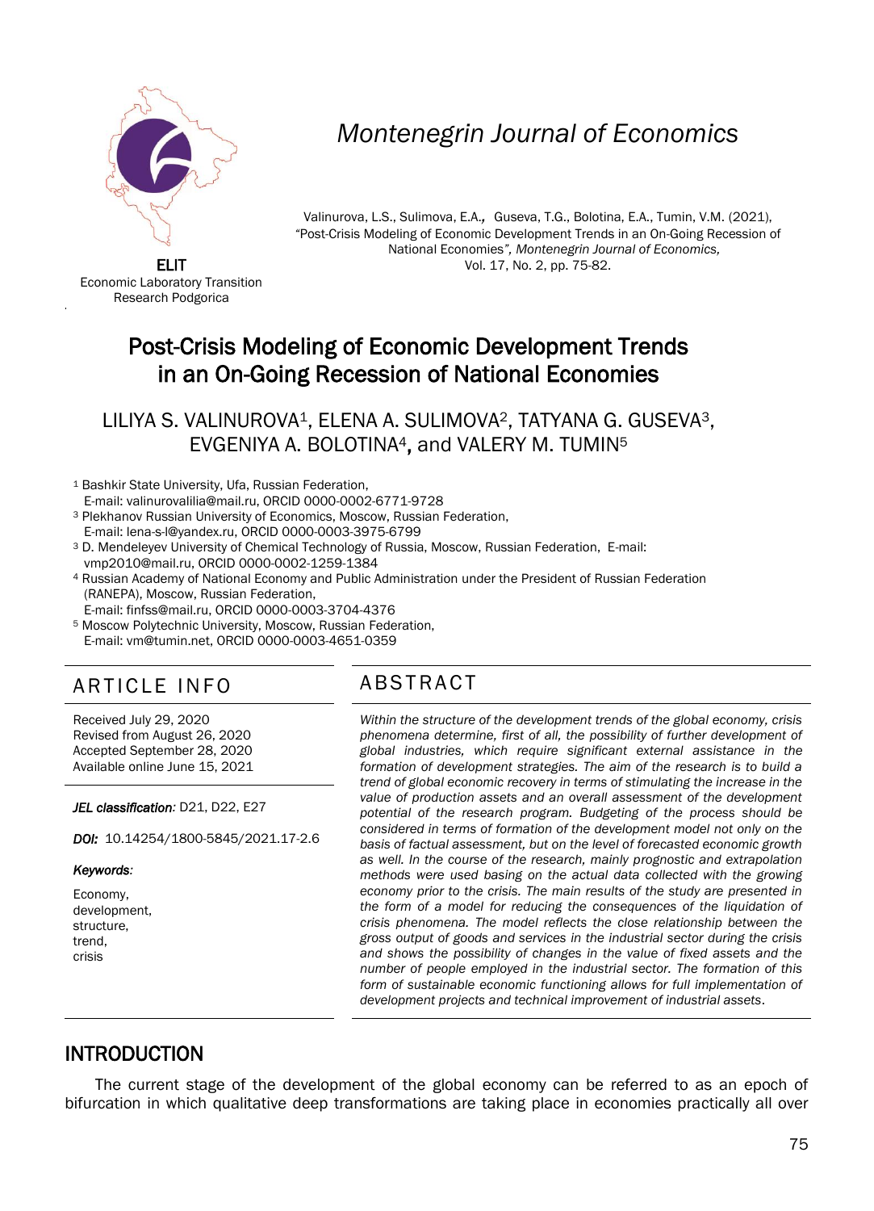ELIT
Economic Laboratory Transition
Research Podgorica

# Montenegrin Journal of Economics

Valinurova, L.S., Sulimova, E.A., Guseva, T.G., Bolotina, E.A., Tumin, V.M. (2021), "Post-Crisis Modeling of Economic Development Trends in an On-Going Recession of National Economies", *Montenegrin Journal of Economics,* Vol. 17, No. 2, pp. 75-82.

# Post-Crisis Modeling of Economic Development Trends in an On-Going Recession of National Economies

LILIYA S. VALINUROVA[1], ELENA A. SULIMOVA[2], TATYANA G. GUSEVA[3], EVGENIYA A. BOLOTINA[4], and VALERY M. TUMIN[5]

[1] Bashkir State University, Ufa, Russian Federation, E-mail: valinurovalilia@mail.ru, ORCID 0000-0002-6771-9728
[3] Plekhanov Russian University of Economics, Moscow, Russian Federation, E-mail: lena-s-l@yandex.ru, ORCID 0000-0003-3975-6799
[3] D. Mendeleyev University of Chemical Technology of Russia, Moscow, Russian Federation, E-mail: vmp2010@mail.ru, ORCID 0000-0002-1259-1384
[4] Russian Academy of National Economy and Public Administration under the President of Russian Federation (RANEPA), Moscow, Russian Federation, E-mail: finfss@mail.ru, ORCID 0000-0003-3704-4376
[5] Moscow Polytechnic University, Moscow, Russian Federation, E-mail: vm@tumin.net, ORCID 0000-0003-4651-0359

## ARTICLE INFO

Received July 29, 2020
Revised from August 26, 2020
Accepted September 28, 2020
Available online June 15, 2021

***JEL classification:*** D21, D22, E27

***DOI:*** 10.14254/1800-5845/2021.17-2.6

***Keywords:***

Economy,
development,
structure,
trend,
crisis

## ABSTRACT

*Within the structure of the development trends of the global economy, crisis phenomena determine, first of all, the possibility of further development of global industries, which require significant external assistance in the formation of development strategies. The aim of the research is to build a trend of global economic recovery in terms of stimulating the increase in the value of production assets and an overall assessment of the development potential of the research program. Budgeting of the process should be considered in terms of formation of the development model not only on the basis of factual assessment, but on the level of forecasted economic growth as well. In the course of the research, mainly prognostic and extrapolation methods were used basing on the actual data collected with the growing economy prior to the crisis. The main results of the study are presented in the form of a model for reducing the consequences of the liquidation of crisis phenomena. The model reflects the close relationship between the gross output of goods and services in the industrial sector during the crisis and shows the possibility of changes in the value of fixed assets and the number of people employed in the industrial sector. The formation of this form of sustainable economic functioning allows for full implementation of development projects and technical improvement of industrial assets.*

## INTRODUCTION

The current stage of the development of the global economy can be referred to as an epoch of bifurcation in which qualitative deep transformations are taking place in economies practically all over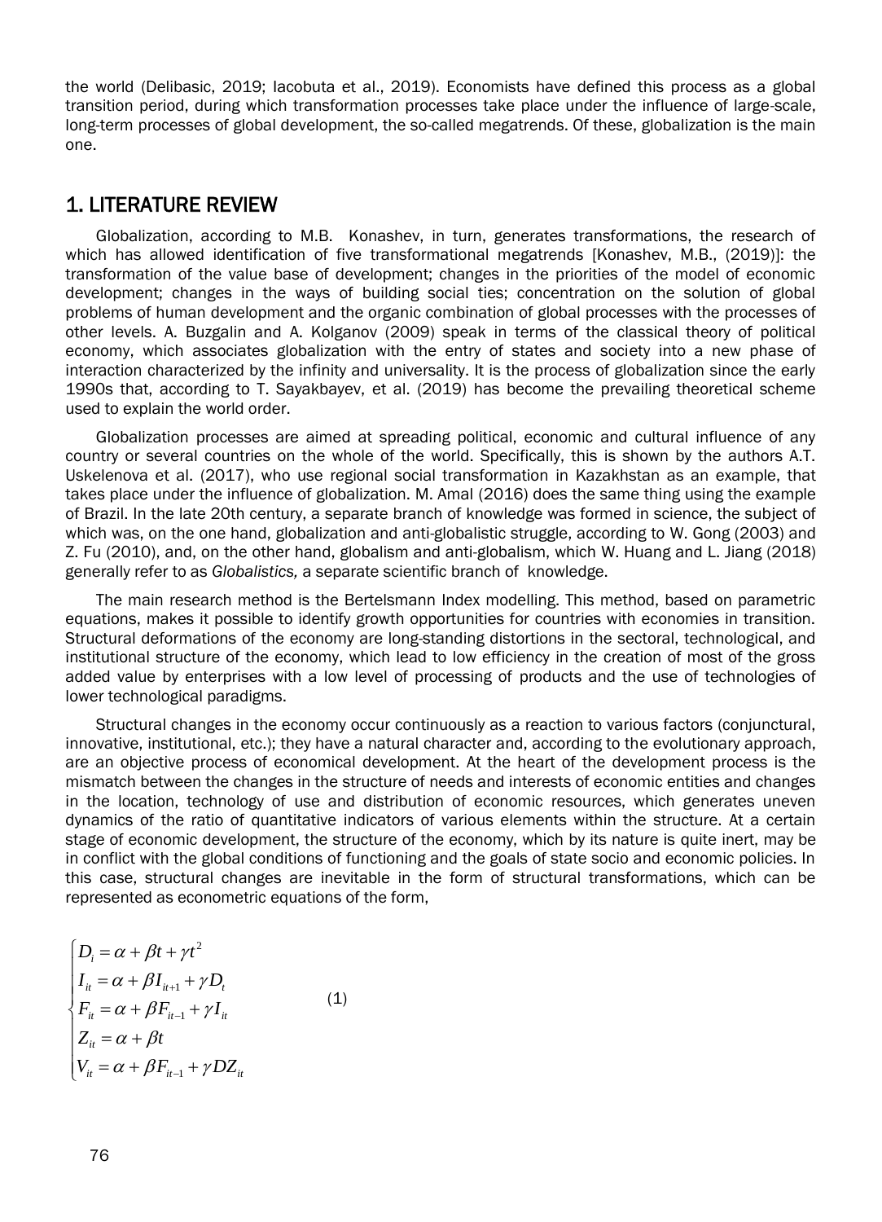the world (Delibasic, 2019; Iacobuta et al., 2019). Economists have defined this process as a global transition period, during which transformation processes take place under the influence of large-scale, long-term processes of global development, the so-called megatrends. Of these, globalization is the main one.

## 1. LITERATURE REVIEW

Globalization, according to M.B. Konashev, in turn, generates transformations, the research of which has allowed identification of five transformational megatrends [Konashev, M.B., (2019)]: the transformation of the value base of development; changes in the priorities of the model of economic development; changes in the ways of building social ties; concentration on the solution of global problems of human development and the organic combination of global processes with the processes of other levels. A. Buzgalin and A. Kolganov (2009) speak in terms of the classical theory of political economy, which associates globalization with the entry of states and society into a new phase of interaction characterized by the infinity and universality. It is the process of globalization since the early 1990s that, according to T. Sayakbayev, et al. (2019) has become the prevailing theoretical scheme used to explain the world order.

Globalization processes are aimed at spreading political, economic and cultural influence of any country or several countries on the whole of the world. Specifically, this is shown by the authors A.T. Uskelenova et al. (2017), who use regional social transformation in Kazakhstan as an example, that takes place under the influence of globalization. M. Amal (2016) does the same thing using the example of Brazil. In the late 20th century, a separate branch of knowledge was formed in science, the subject of which was, on the one hand, globalization and anti-globalistic struggle, according to W. Gong (2003) and Z. Fu (2010), and, on the other hand, globalism and anti-globalism, which W. Huang and L. Jiang (2018) generally refer to as *Globalistics,* a separate scientific branch of knowledge.

The main research method is the Bertelsmann Index modelling. This method, based on parametric equations, makes it possible to identify growth opportunities for countries with economies in transition. Structural deformations of the economy are long-standing distortions in the sectoral, technological, and institutional structure of the economy, which lead to low efficiency in the creation of most of the gross added value by enterprises with a low level of processing of products and the use of technologies of lower technological paradigms.

Structural changes in the economy occur continuously as a reaction to various factors (conjunctural, innovative, institutional, etc.); they have a natural character and, according to the evolutionary approach, are an objective process of economical development. At the heart of the development process is the mismatch between the changes in the structure of needs and interests of economic entities and changes in the location, technology of use and distribution of economic resources, which generates uneven dynamics of the ratio of quantitative indicators of various elements within the structure. At a certain stage of economic development, the structure of the economy, which by its nature is quite inert, may be in conflict with the global conditions of functioning and the goals of state socio and economic policies. In this case, structural changes are inevitable in the form of structural transformations, which can be represented as econometric equations of the form,

$$
\begin{cases}
D_i = \alpha + \beta t + \gamma t^2 \\
I_{it} = \alpha + \beta I_{it+1} + \gamma D_t \\
F_{it} = \alpha + \beta F_{it-1} + \gamma I_{it} \\
Z_{it} = \alpha + \beta t \\
V_{it} = \alpha + \beta F_{it-1} + \gamma DZ_{it}
\end{cases}
\quad (1)
$$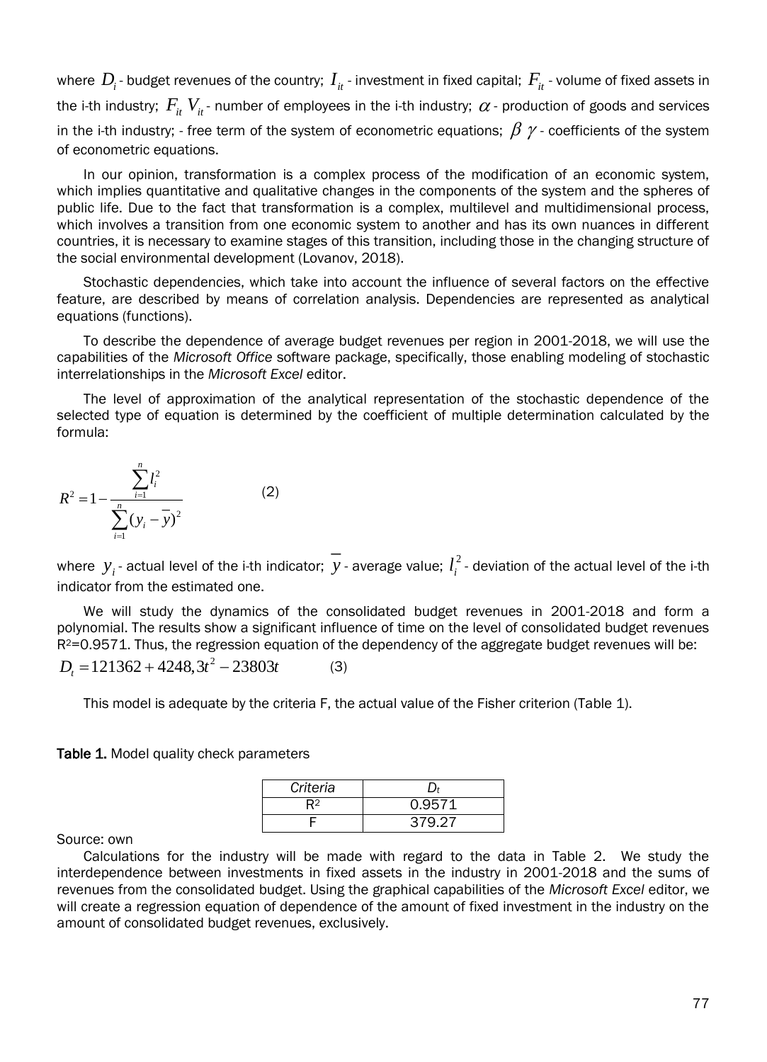where $D_i$ - budget revenues of the country; $I_{it}$ - investment in fixed capital; $F_{it}$ - volume of fixed assets in the i-th industry; $F_{it}$ $V_{it}$ - number of employees in the i-th industry; $\alpha$ - production of goods and services in the i-th industry; - free term of the system of econometric equations; $\beta$ $\gamma$ - coefficients of the system of econometric equations.

In our opinion, transformation is a complex process of the modification of an economic system, which implies quantitative and qualitative changes in the components of the system and the spheres of public life. Due to the fact that transformation is a complex, multilevel and multidimensional process, which involves a transition from one economic system to another and has its own nuances in different countries, it is necessary to examine stages of this transition, including those in the changing structure of the social environmental development (Lovanov, 2018).

Stochastic dependencies, which take into account the influence of several factors on the effective feature, are described by means of correlation analysis. Dependencies are represented as analytical equations (functions).

To describe the dependence of average budget revenues per region in 2001-2018, we will use the capabilities of the *Microsoft Office* software package, specifically, those enabling modeling of stochastic interrelationships in the *Microsoft Excel* editor.

The level of approximation of the analytical representation of the stochastic dependence of the selected type of equation is determined by the coefficient of multiple determination calculated by the formula:

$$R^2 = 1 - \frac{\sum_{i=1}^{n} l_i^2}{\sum_{i=1}^{n} (y_i - \bar{y})^2} \qquad (2)$$

where $y_i$ - actual level of the i-th indicator; $\bar{y}$ - average value; $l_i^2$ - deviation of the actual level of the i-th indicator from the estimated one.

We will study the dynamics of the consolidated budget revenues in 2001-2018 and form a polynomial. The results show a significant influence of time on the level of consolidated budget revenues $R^2$=0.9571. Thus, the regression equation of the dependency of the aggregate budget revenues will be:

$$D_t = 121362 + 4248{,}3t^2 - 23803t \qquad (3)$$

This model is adequate by the criteria F, the actual value of the Fisher criterion (Table 1).

**Table 1.** Model quality check parameters

| *Criteria* | $D_t$ |
|---|---|
| $R^2$ | 0.9571 |
| F | 379.27 |

Source: own

Calculations for the industry will be made with regard to the data in Table 2. We study the interdependence between investments in fixed assets in the industry in 2001-2018 and the sums of revenues from the consolidated budget. Using the graphical capabilities of the *Microsoft Excel* editor, we will create a regression equation of dependence of the amount of fixed investment in the industry on the amount of consolidated budget revenues, exclusively.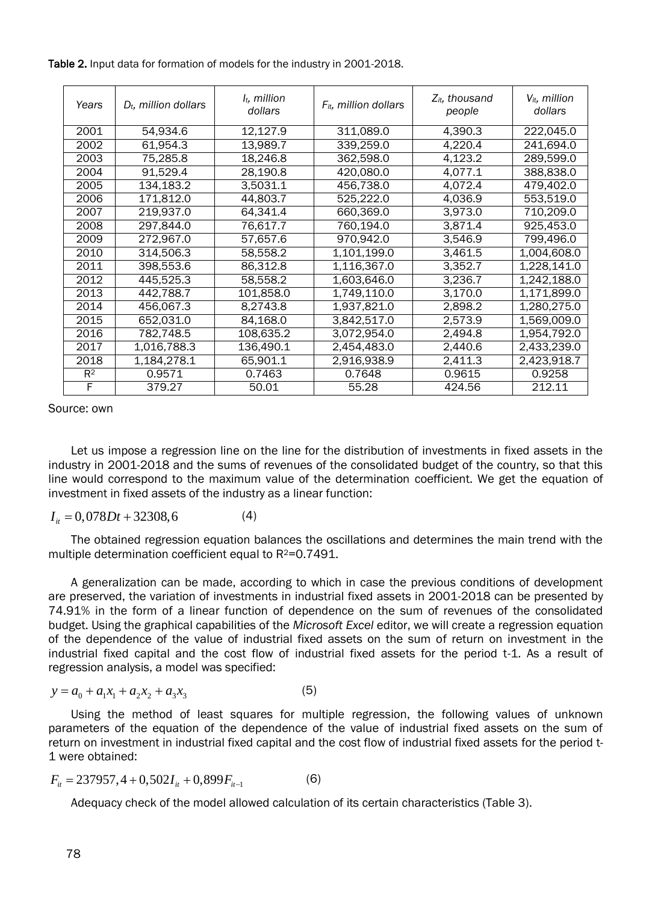**Table 2.** Input data for formation of models for the industry in 2001-2018.

| Years | $D_t$, million dollars | $I_t$, million dollars | $F_{it}$, million dollars | $Z_{it}$, thousand people | $V_{it}$, million dollars |
|---|---|---|---|---|---|
| 2001 | 54,934.6 | 12,127.9 | 311,089.0 | 4,390.3 | 222,045.0 |
| 2002 | 61,954.3 | 13,989.7 | 339,259.0 | 4,220.4 | 241,694.0 |
| 2003 | 75,285.8 | 18,246.8 | 362,598.0 | 4,123.2 | 289,599.0 |
| 2004 | 91,529.4 | 28,190.8 | 420,080.0 | 4,077.1 | 388,838.0 |
| 2005 | 134,183.2 | 3,5031.1 | 456,738.0 | 4,072.4 | 479,402.0 |
| 2006 | 171,812.0 | 44,803.7 | 525,222.0 | 4,036.9 | 553,519.0 |
| 2007 | 219,937.0 | 64,341.4 | 660,369.0 | 3,973.0 | 710,209.0 |
| 2008 | 297,844.0 | 76,617.7 | 760,194.0 | 3,871.4 | 925,453.0 |
| 2009 | 272,967.0 | 57,657.6 | 970,942.0 | 3,546.9 | 799,496.0 |
| 2010 | 314,506.3 | 58,558.2 | 1,101,199.0 | 3,461.5 | 1,004,608.0 |
| 2011 | 398,553.6 | 86,312.8 | 1,116,367.0 | 3,352.7 | 1,228,141.0 |
| 2012 | 445,525.3 | 58,558.2 | 1,603,646.0 | 3,236.7 | 1,242,188.0 |
| 2013 | 442,788.7 | 101,858.0 | 1,749,110.0 | 3,170.0 | 1,171,899.0 |
| 2014 | 456,067.3 | 8,2743.8 | 1,937,821.0 | 2,898.2 | 1,280,275.0 |
| 2015 | 652,031.0 | 84,168.0 | 3,842,517.0 | 2,573.9 | 1,569,009.0 |
| 2016 | 782,748.5 | 108,635.2 | 3,072,954.0 | 2,494.8 | 1,954,792.0 |
| 2017 | 1,016,788.3 | 136,490.1 | 2,454,483.0 | 2,440.6 | 2,433,239.0 |
| 2018 | 1,184,278.1 | 65,901.1 | 2,916,938.9 | 2,411.3 | 2,423,918.7 |
| $R^2$ | 0.9571 | 0.7463 | 0.7648 | 0.9615 | 0.9258 |
| F | 379.27 | 50.01 | 55.28 | 424.56 | 212.11 |

Source: own

Let us impose a regression line on the line for the distribution of investments in fixed assets in the industry in 2001-2018 and the sums of revenues of the consolidated budget of the country, so that this line would correspond to the maximum value of the determination coefficient. We get the equation of investment in fixed assets of the industry as a linear function:

$$I_{it} = 0{,}078Dt + 32308{,}6 \qquad (4)$$

The obtained regression equation balances the oscillations and determines the main trend with the multiple determination coefficient equal to $R^2$=0.7491.

A generalization can be made, according to which in case the previous conditions of development are preserved, the variation of investments in industrial fixed assets in 2001-2018 can be presented by 74.91% in the form of a linear function of dependence on the sum of revenues of the consolidated budget. Using the graphical capabilities of the *Microsoft Excel* editor, we will create a regression equation of the dependence of the value of industrial fixed assets on the sum of return on investment in the industrial fixed capital and the cost flow of industrial fixed assets for the period t-1. As a result of regression analysis, a model was specified:

$$y = a_0 + a_1x_1 + a_2x_2 + a_3x_3 \qquad (5)$$

Using the method of least squares for multiple regression, the following values of unknown parameters of the equation of the dependence of the value of industrial fixed assets on the sum of return on investment in industrial fixed capital and the cost flow of industrial fixed assets for the period t-1 were obtained:

$$F_{it} = 237957{,}4 + 0{,}502I_{it} + 0{,}899F_{it-1} \qquad (6)$$

Adequacy check of the model allowed calculation of its certain characteristics (Table 3).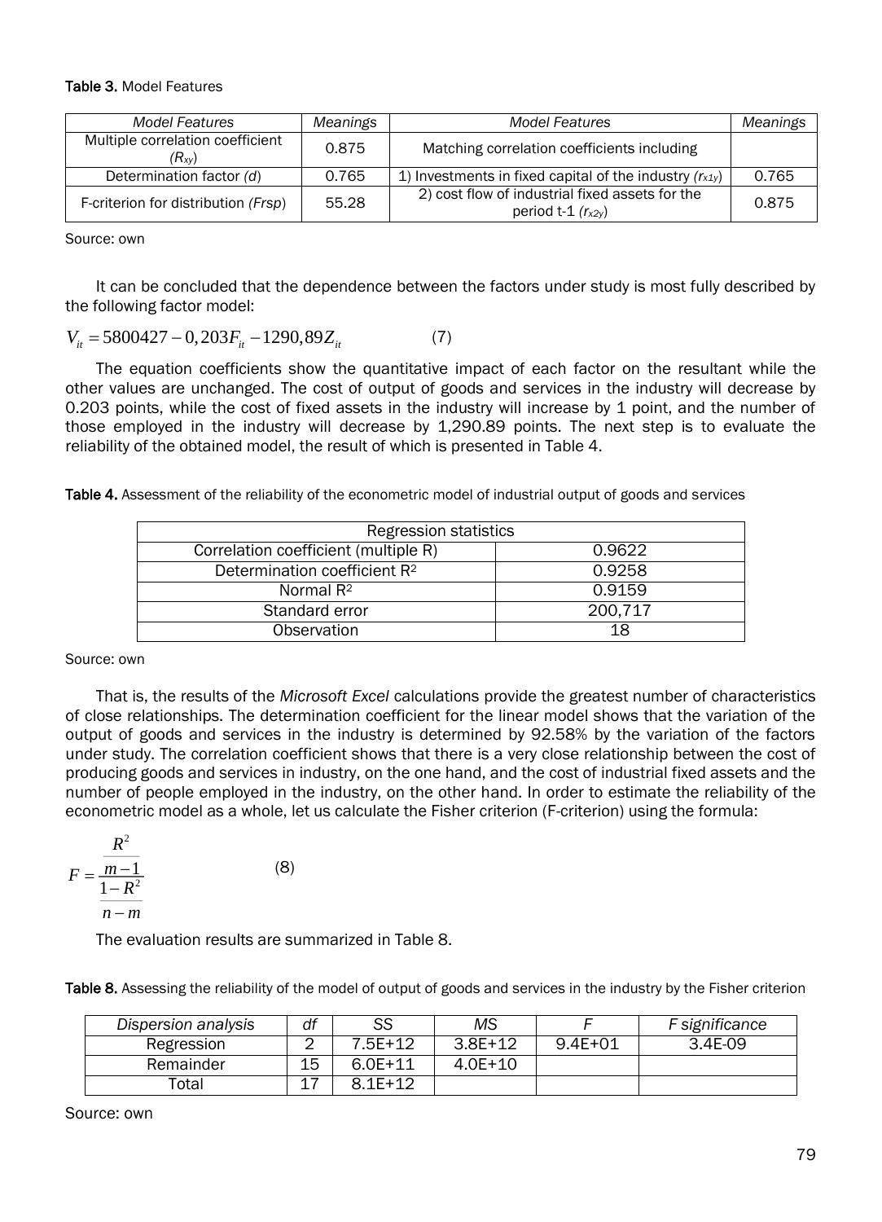**Table 3.** Model Features

| *Model Features* | *Meanings* | *Model Features* | *Meanings* |
|---|---|---|---|
| Multiple correlation coefficient $(R_{xy})$ | 0.875 | Matching correlation coefficients including | |
| Determination factor *(d)* | 0.765 | 1) Investments in fixed capital of the industry $(r_{x1y})$ | 0.765 |
| F-criterion for distribution *(Frsp)* | 55.28 | 2) cost flow of industrial fixed assets for the period t-1 $(r_{x2y})$ | 0.875 |

Source: own

It can be concluded that the dependence between the factors under study is most fully described by the following factor model:

$$V_{it} = 5800427 - 0,203F_{it} - 1290,89Z_{it} \qquad (7)$$

The equation coefficients show the quantitative impact of each factor on the resultant while the other values are unchanged. The cost of output of goods and services in the industry will decrease by 0.203 points, while the cost of fixed assets in the industry will increase by 1 point, and the number of those employed in the industry will decrease by 1,290.89 points. The next step is to evaluate the reliability of the obtained model, the result of which is presented in Table 4.

**Table 4.** Assessment of the reliability of the econometric model of industrial output of goods and services

| Regression statistics | |
|---|---|
| Correlation coefficient (multiple R) | 0.9622 |
| Determination coefficient $R^2$ | 0.9258 |
| Normal $R^2$ | 0.9159 |
| Standard error | 200,717 |
| Observation | 18 |

Source: own

That is, the results of the *Microsoft Excel* calculations provide the greatest number of characteristics of close relationships. The determination coefficient for the linear model shows that the variation of the output of goods and services in the industry is determined by 92.58% by the variation of the factors under study. The correlation coefficient shows that there is a very close relationship between the cost of producing goods and services in industry, on the one hand, and the cost of industrial fixed assets and the number of people employed in the industry, on the other hand. In order to estimate the reliability of the econometric model as a whole, let us calculate the Fisher criterion (F-criterion) using the formula:

$$F = \frac{\frac{R^2}{m-1}}{\frac{1-R^2}{n-m}} \qquad (8)$$

The evaluation results are summarized in Table 8.

**Table 8.** Assessing the reliability of the model of output of goods and services in the industry by the Fisher criterion

| *Dispersion analysis* | *df* | *SS* | *MS* | *F* | *F significance* |
|---|---|---|---|---|---|
| Regression | 2 | 7.5E+12 | 3.8E+12 | 9.4E+01 | 3.4E-09 |
| Remainder | 15 | 6.0E+11 | 4.0E+10 | | |
| Total | 17 | 8.1E+12 | | | |

Source: own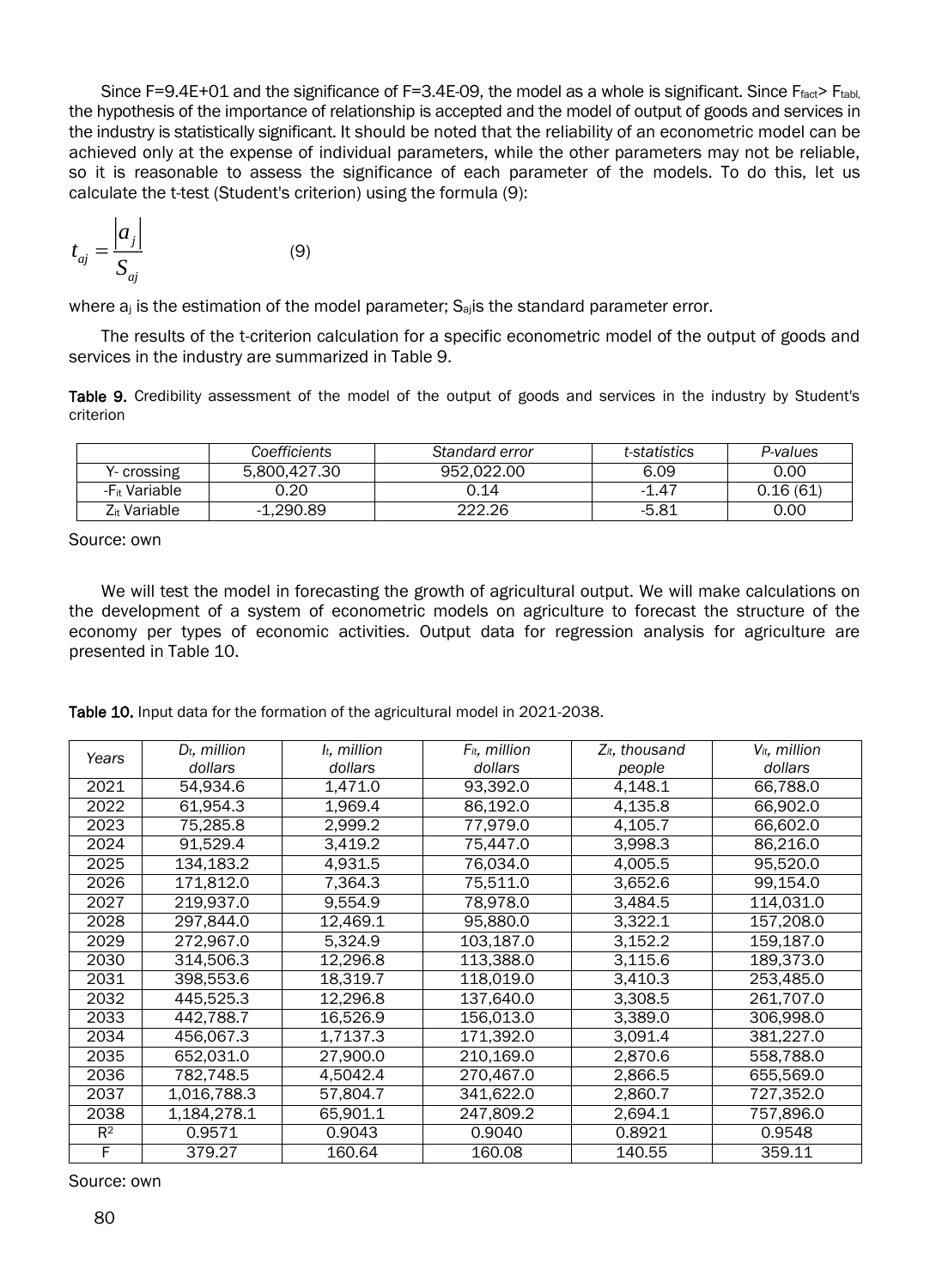Since F=9.4E+01 and the significance of F=3.4E-09, the model as a whole is significant. Since $F_{fact} > F_{tabl}$, the hypothesis of the importance of relationship is accepted and the model of output of goods and services in the industry is statistically significant. It should be noted that the reliability of an econometric model can be achieved only at the expense of individual parameters, while the other parameters may not be reliable, so it is reasonable to assess the significance of each parameter of the models. To do this, let us calculate the t-test (Student's criterion) using the formula (9):

$$t_{aj} = \frac{|a_j|}{S_{aj}} \qquad (9)$$

where $a_j$ is the estimation of the model parameter; $S_{aj}$ is the standard parameter error.

The results of the t-criterion calculation for a specific econometric model of the output of goods and services in the industry are summarized in Table 9.

**Table 9.** Credibility assessment of the model of the output of goods and services in the industry by Student's criterion

| | *Coefficients* | *Standard error* | *t-statistics* | *P-values* |
|---|---|---|---|---|
| Y- crossing | 5,800,427.30 | 952,022.00 | 6.09 | 0.00 |
| -$F_{it}$ Variable | 0.20 | 0.14 | -1.47 | 0.16 (61) |
| $Z_{it}$ Variable | -1,290.89 | 222.26 | -5.81 | 0.00 |

Source: own

We will test the model in forecasting the growth of agricultural output. We will make calculations on the development of a system of econometric models on agriculture to forecast the structure of the economy per types of economic activities. Output data for regression analysis for agriculture are presented in Table 10.

**Table 10.** Input data for the formation of the agricultural model in 2021-2038.

| Years | $D_t$, million dollars | $I_t$, million dollars | $F_{it}$, million dollars | $Z_{it}$, thousand people | $V_{it}$, million dollars |
|---|---|---|---|---|---|
| 2021 | 54,934.6 | 1,471.0 | 93,392.0 | 4,148.1 | 66,788.0 |
| 2022 | 61,954.3 | 1,969.4 | 86,192.0 | 4,135.8 | 66,902.0 |
| 2023 | 75,285.8 | 2,999.2 | 77,979.0 | 4,105.7 | 66,602.0 |
| 2024 | 91,529.4 | 3,419.2 | 75,447.0 | 3,998.3 | 86,216.0 |
| 2025 | 134,183.2 | 4,931.5 | 76,034.0 | 4,005.5 | 95,520.0 |
| 2026 | 171,812.0 | 7,364.3 | 75,511.0 | 3,652.6 | 99,154.0 |
| 2027 | 219,937.0 | 9,554.9 | 78,978.0 | 3,484.5 | 114,031.0 |
| 2028 | 297,844.0 | 12,469.1 | 95,880.0 | 3,322.1 | 157,208.0 |
| 2029 | 272,967.0 | 5,324.9 | 103,187.0 | 3,152.2 | 159,187.0 |
| 2030 | 314,506.3 | 12,296.8 | 113,388.0 | 3,115.6 | 189,373.0 |
| 2031 | 398,553.6 | 18,319.7 | 118,019.0 | 3,410.3 | 253,485.0 |
| 2032 | 445,525.3 | 12,296.8 | 137,640.0 | 3,308.5 | 261,707.0 |
| 2033 | 442,788.7 | 16,526.9 | 156,013.0 | 3,389.0 | 306,998.0 |
| 2034 | 456,067.3 | 1,7137.3 | 171,392.0 | 3,091.4 | 381,227.0 |
| 2035 | 652,031.0 | 27,900.0 | 210,169.0 | 2,870.6 | 558,788.0 |
| 2036 | 782,748.5 | 4,5042.4 | 270,467.0 | 2,866.5 | 655,569.0 |
| 2037 | 1,016,788.3 | 57,804.7 | 341,622.0 | 2,860.7 | 727,352.0 |
| 2038 | 1,184,278.1 | 65,901.1 | 247,809.2 | 2,694.1 | 757,896.0 |
| $R^2$ | 0.9571 | 0.9043 | 0.9040 | 0.8921 | 0.9548 |
| F | 379.27 | 160.64 | 160.08 | 140.55 | 359.11 |

Source: own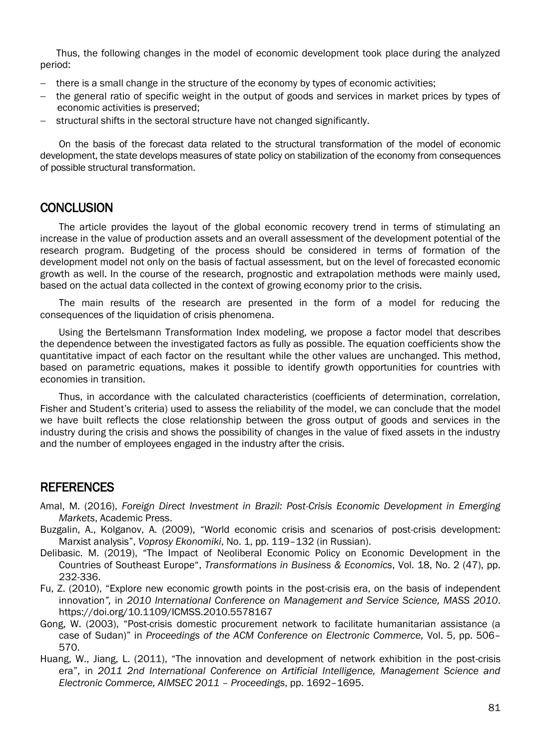Thus, the following changes in the model of economic development took place during the analyzed period:

- there is a small change in the structure of the economy by types of economic activities;
- the general ratio of specific weight in the output of goods and services in market prices by types of economic activities is preserved;
- structural shifts in the sectoral structure have not changed significantly.

On the basis of the forecast data related to the structural transformation of the model of economic development, the state develops measures of state policy on stabilization of the economy from consequences of possible structural transformation.

## CONCLUSION

The article provides the layout of the global economic recovery trend in terms of stimulating an increase in the value of production assets and an overall assessment of the development potential of the research program. Budgeting of the process should be considered in terms of formation of the development model not only on the basis of factual assessment, but on the level of forecasted economic growth as well. In the course of the research, prognostic and extrapolation methods were mainly used, based on the actual data collected in the context of growing economy prior to the crisis.

The main results of the research are presented in the form of a model for reducing the consequences of the liquidation of crisis phenomena.

Using the Bertelsmann Transformation Index modeling, we propose a factor model that describes the dependence between the investigated factors as fully as possible. The equation coefficients show the quantitative impact of each factor on the resultant while the other values are unchanged. This method, based on parametric equations, makes it possible to identify growth opportunities for countries with economies in transition.

Thus, in accordance with the calculated characteristics (coefficients of determination, correlation, Fisher and Student's criteria) used to assess the reliability of the model, we can conclude that the model we have built reflects the close relationship between the gross output of goods and services in the industry during the crisis and shows the possibility of changes in the value of fixed assets in the industry and the number of employees engaged in the industry after the crisis.

## REFERENCES

Amal, M. (2016), *Foreign Direct Investment in Brazil: Post-Crisis Economic Development in Emerging Markets*, Academic Press.

Buzgalin, A., Kolganov, A. (2009), "World economic crisis and scenarios of post-crisis development: Marxist analysis", *Voprosy Ekonomiki*, No. 1, pp. 119–132 (in Russian).

Delibasic. M. (2019), "The Impact of Neoliberal Economic Policy on Economic Development in the Countries of Southeast Europe", *Transformations in Business & Economics*, Vol. 18, No. 2 (47), pp. 232-336.

Fu, Z. (2010), "Explore new economic growth points in the post-crisis era, on the basis of independent innovation", in *2010 International Conference on Management and Service Science, MASS 2010*. https://doi.org/10.1109/ICMSS.2010.5578167

Gong, W. (2003), "Post-crisis domestic procurement network to facilitate humanitarian assistance (a case of Sudan)" in *Proceedings of the ACM Conference on Electronic Commerce,* Vol. 5, pp. 506–570.

Huang, W., Jiang, L. (2011), "The innovation and development of network exhibition in the post-crisis era", in *2011 2nd International Conference on Artificial Intelligence, Management Science and Electronic Commerce, AIMSEC 2011 – Proceedings*, pp. 1692–1695.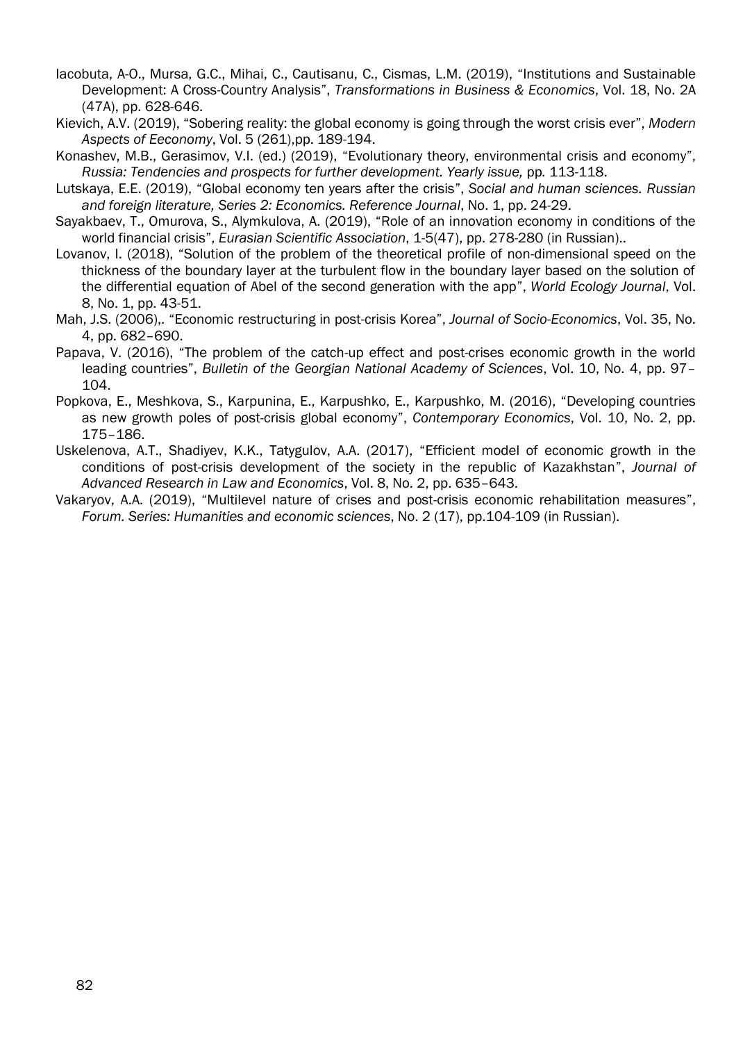Iacobuta, A-O., Mursa, G.C., Mihai, C., Cautisanu, C., Cismas, L.M. (2019), "Institutions and Sustainable Development: A Cross-Country Analysis", *Transformations in Business & Economics*, Vol. 18, No. 2A (47A), pp. 628-646.

Kievich, A.V. (2019), "Sobering reality: the global economy is going through the worst crisis ever", *Modern Aspects of Eeconomy*, Vol. 5 (261),pp. 189-194.

Konashev, M.B., Gerasimov, V.I. (ed.) (2019), "Evolutionary theory, environmental crisis and economy", *Russia: Tendencies and prospects for further development. Yearly issue,* pp. 113-118.

Lutskaya, E.E. (2019), "Global economy ten years after the crisis", *Social and human sciences. Russian and foreign literature, Series 2: Economics. Reference Journal*, No. 1, pp. 24-29.

Sayakbaev, T., Omurova, S., Alymkulova, A. (2019), "Role of an innovation economy in conditions of the world financial crisis", *Eurasian Scientific Association*, 1-5(47), pp. 278-280 (in Russian)..

Lovanov, I. (2018), "Solution of the problem of the theoretical profile of non-dimensional speed on the thickness of the boundary layer at the turbulent flow in the boundary layer based on the solution of the differential equation of Abel of the second generation with the app", *World Ecology Journal*, Vol. 8, No. 1, pp. 43-51.

Mah, J.S. (2006),. "Economic restructuring in post-crisis Korea", *Journal of Socio-Economics*, Vol. 35, No. 4, pp. 682–690.

Papava, V. (2016), "The problem of the catch-up effect and post-crises economic growth in the world leading countries", *Bulletin of the Georgian National Academy of Sciences*, Vol. 10, No. 4, pp. 97–104.

Popkova, E., Meshkova, S., Karpunina, E., Karpushko, E., Karpushko, M. (2016), "Developing countries as new growth poles of post-crisis global economy", *Contemporary Economics*, Vol. 10, No. 2, pp. 175–186.

Uskelenova, A.T., Shadiyev, K.K., Tatygulov, A.A. (2017), "Efficient model of economic growth in the conditions of post-crisis development of the society in the republic of Kazakhstan", *Journal of Advanced Research in Law and Economics*, Vol. 8, No. 2, pp. 635–643.

Vakaryov, A.A. (2019), "Multilevel nature of crises and post-crisis economic rehabilitation measures", *Forum. Series: Humanities and economic sciences*, No. 2 (17), pp.104-109 (in Russian).